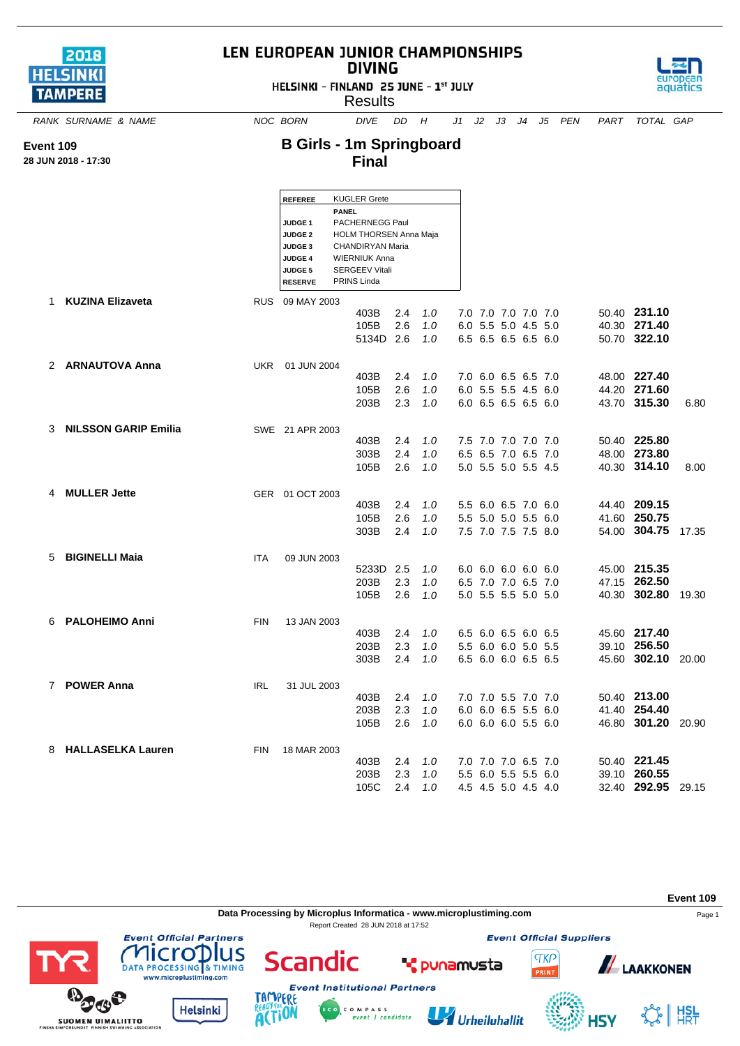# LEN EUROPEAN JUNIOR CHAMPIONSHIPS DIVING

HELSINKI - FINLAND 25 JUNE - 1st JULY

Results

**Event 109**

**28 JUN 2018 - 17:30**

## B Girls - 1m Springboard
## Final

| | |
|---|---|
| **REFEREE** | KUGLER Grete |
| | **PANEL** |
| **JUDGE 1** | PACHERNEGG Paul |
| **JUDGE 2** | HOLM THORSEN Anna Maja |
| **JUDGE 3** | CHANDIRYAN Maria |
| **JUDGE 4** | WIERNIUK Anna |
| **JUDGE 5** | SERGEEV Vitali |
| **RESERVE** | PRINS Linda |

| RANK | SURNAME & NAME | NOC | BORN | DIVE | DD | H | J1 | J2 | J3 | J4 | J5 | PEN | PART | TOTAL | GAP |
|---|---|---|---|---|---|---|---|---|---|---|---|---|---|---|---|
| 1 | **KUZINA Elizaveta** | RUS | 09 MAY 2003 | | | | | | | | | | | | |
| | | | | 403B | 2.4 | *1.0* | 7.0 | 7.0 | 7.0 | 7.0 | 7.0 | | 50.40 | **231.10** | |
| | | | | 105B | 2.6 | *1.0* | 6.0 | 5.5 | 5.0 | 4.5 | 5.0 | | 40.30 | **271.40** | |
| | | | | 5134D | 2.6 | *1.0* | 6.5 | 6.5 | 6.5 | 6.5 | 6.0 | | 50.70 | **322.10** | |
| 2 | **ARNAUTOVA Anna** | UKR | 01 JUN 2004 | | | | | | | | | | | | |
| | | | | 403B | 2.4 | *1.0* | 7.0 | 6.0 | 6.5 | 6.5 | 7.0 | | 48.00 | **227.40** | |
| | | | | 105B | 2.6 | *1.0* | 6.0 | 5.5 | 5.5 | 4.5 | 6.0 | | 44.20 | **271.60** | |
| | | | | 203B | 2.3 | *1.0* | 6.0 | 6.5 | 6.5 | 6.5 | 6.0 | | 43.70 | **315.30** | 6.80 |
| 3 | **NILSSON GARIP Emilia** | SWE | 21 APR 2003 | | | | | | | | | | | | |
| | | | | 403B | 2.4 | *1.0* | 7.5 | 7.0 | 7.0 | 7.0 | 7.0 | | 50.40 | **225.80** | |
| | | | | 303B | 2.4 | *1.0* | 6.5 | 6.5 | 7.0 | 6.5 | 7.0 | | 48.00 | **273.80** | |
| | | | | 105B | 2.6 | *1.0* | 5.0 | 5.5 | 5.0 | 5.5 | 4.5 | | 40.30 | **314.10** | 8.00 |
| 4 | **MULLER Jette** | GER | 01 OCT 2003 | | | | | | | | | | | | |
| | | | | 403B | 2.4 | *1.0* | 5.5 | 6.0 | 6.5 | 7.0 | 6.0 | | 44.40 | **209.15** | |
| | | | | 105B | 2.6 | *1.0* | 5.5 | 5.0 | 5.0 | 5.5 | 6.0 | | 41.60 | **250.75** | |
| | | | | 303B | 2.4 | *1.0* | 7.5 | 7.0 | 7.5 | 7.5 | 8.0 | | 54.00 | **304.75** | 17.35 |
| 5 | **BIGINELLI Maia** | ITA | 09 JUN 2003 | | | | | | | | | | | | |
| | | | | 5233D | 2.5 | *1.0* | 6.0 | 6.0 | 6.0 | 6.0 | 6.0 | | 45.00 | **215.35** | |
| | | | | 203B | 2.3 | *1.0* | 6.5 | 7.0 | 7.0 | 6.5 | 7.0 | | 47.15 | **262.50** | |
| | | | | 105B | 2.6 | *1.0* | 5.0 | 5.5 | 5.5 | 5.0 | 5.0 | | 40.30 | **302.80** | 19.30 |
| 6 | **PALOHEIMO Anni** | FIN | 13 JAN 2003 | | | | | | | | | | | | |
| | | | | 403B | 2.4 | *1.0* | 6.5 | 6.0 | 6.5 | 6.0 | 6.5 | | 45.60 | **217.40** | |
| | | | | 203B | 2.3 | *1.0* | 5.5 | 6.0 | 6.0 | 5.0 | 5.5 | | 39.10 | **256.50** | |
| | | | | 303B | 2.4 | *1.0* | 6.5 | 6.0 | 6.0 | 6.5 | 6.5 | | 45.60 | **302.10** | 20.00 |
| 7 | **POWER Anna** | IRL | 31 JUL 2003 | | | | | | | | | | | | |
| | | | | 403B | 2.4 | *1.0* | 7.0 | 7.0 | 5.5 | 7.0 | 7.0 | | 50.40 | **213.00** | |
| | | | | 203B | 2.3 | *1.0* | 6.0 | 6.0 | 6.5 | 5.5 | 6.0 | | 41.40 | **254.40** | |
| | | | | 105B | 2.6 | *1.0* | 6.0 | 6.0 | 6.0 | 5.5 | 6.0 | | 46.80 | **301.20** | 20.90 |
| 8 | **HALLASELKA Lauren** | FIN | 18 MAR 2003 | | | | | | | | | | | | |
| | | | | 403B | 2.4 | *1.0* | 7.0 | 7.0 | 7.0 | 6.5 | 7.0 | | 50.40 | **221.45** | |
| | | | | 203B | 2.3 | *1.0* | 5.5 | 6.0 | 5.5 | 5.5 | 6.0 | | 39.10 | **260.55** | |
| | | | | 105C | 2.4 | *1.0* | 4.5 | 4.5 | 5.0 | 4.5 | 4.0 | | 32.40 | **292.95** | 29.15 |

Data Processing by Microplus Informatica - www.microplustiming.com

Report Created 28 JUN 2018 at 17:52

Event Official Partners · Event Official Suppliers · Event Institutional Partners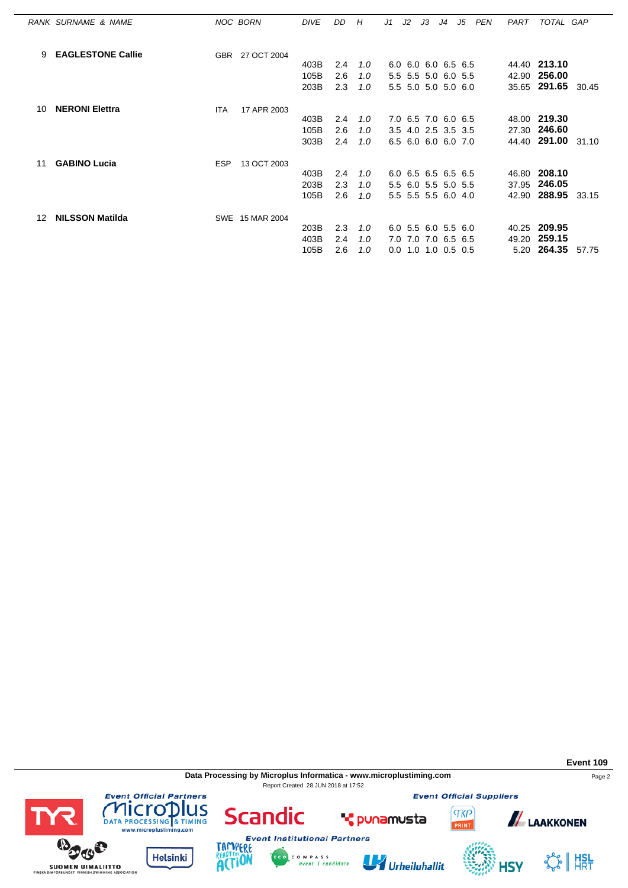| RANK | SURNAME & NAME | NOC | BORN | DIVE | DD | H | J1 | J2 | J3 | J4 | J5 | PEN | PART | TOTAL | GAP |
|---|---|---|---|---|---|---|---|---|---|---|---|---|---|---|---|
| 9 | **EAGLESTONE Callie** | GBR | 27 OCT 2004 | | | | | | | | | | | | |
| | | | | 403B | 2.4 | 1.0 | 6.0 | 6.0 | 6.0 | 6.5 | 6.5 | | 44.40 | **213.10** | |
| | | | | 105B | 2.6 | 1.0 | 5.5 | 5.5 | 5.0 | 6.0 | 5.5 | | 42.90 | **256.00** | |
| | | | | 203B | 2.3 | 1.0 | 5.5 | 5.0 | 5.0 | 5.0 | 6.0 | | 35.65 | **291.65** | 30.45 |
| 10 | **NERONI Elettra** | ITA | 17 APR 2003 | | | | | | | | | | | | |
| | | | | 403B | 2.4 | 1.0 | 7.0 | 6.5 | 7.0 | 6.0 | 6.5 | | 48.00 | **219.30** | |
| | | | | 105B | 2.6 | 1.0 | 3.5 | 4.0 | 2.5 | 3.5 | 3.5 | | 27.30 | **246.60** | |
| | | | | 303B | 2.4 | 1.0 | 6.5 | 6.0 | 6.0 | 6.0 | 7.0 | | 44.40 | **291.00** | 31.10 |
| 11 | **GABINO Lucia** | ESP | 13 OCT 2003 | | | | | | | | | | | | |
| | | | | 403B | 2.4 | 1.0 | 6.0 | 6.5 | 6.5 | 6.5 | 6.5 | | 46.80 | **208.10** | |
| | | | | 203B | 2.3 | 1.0 | 5.5 | 6.0 | 5.5 | 5.0 | 5.5 | | 37.95 | **246.05** | |
| | | | | 105B | 2.6 | 1.0 | 5.5 | 5.5 | 5.5 | 6.0 | 4.0 | | 42.90 | **288.95** | 33.15 |
| 12 | **NILSSON Matilda** | SWE | 15 MAR 2004 | | | | | | | | | | | | |
| | | | | 203B | 2.3 | 1.0 | 6.0 | 5.5 | 6.0 | 5.5 | 6.0 | | 40.25 | **209.95** | |
| | | | | 403B | 2.4 | 1.0 | 7.0 | 7.0 | 7.0 | 6.5 | 6.5 | | 49.20 | **259.15** | |
| | | | | 105B | 2.6 | 1.0 | 0.0 | 1.0 | 1.0 | 0.5 | 0.5 | | 5.20 | **264.35** | 57.75 |

**Event 109**

**Data Processing by Microplus Informatica - www.microplustiming.com**

Report Created 28 JUN 2018 at 17:52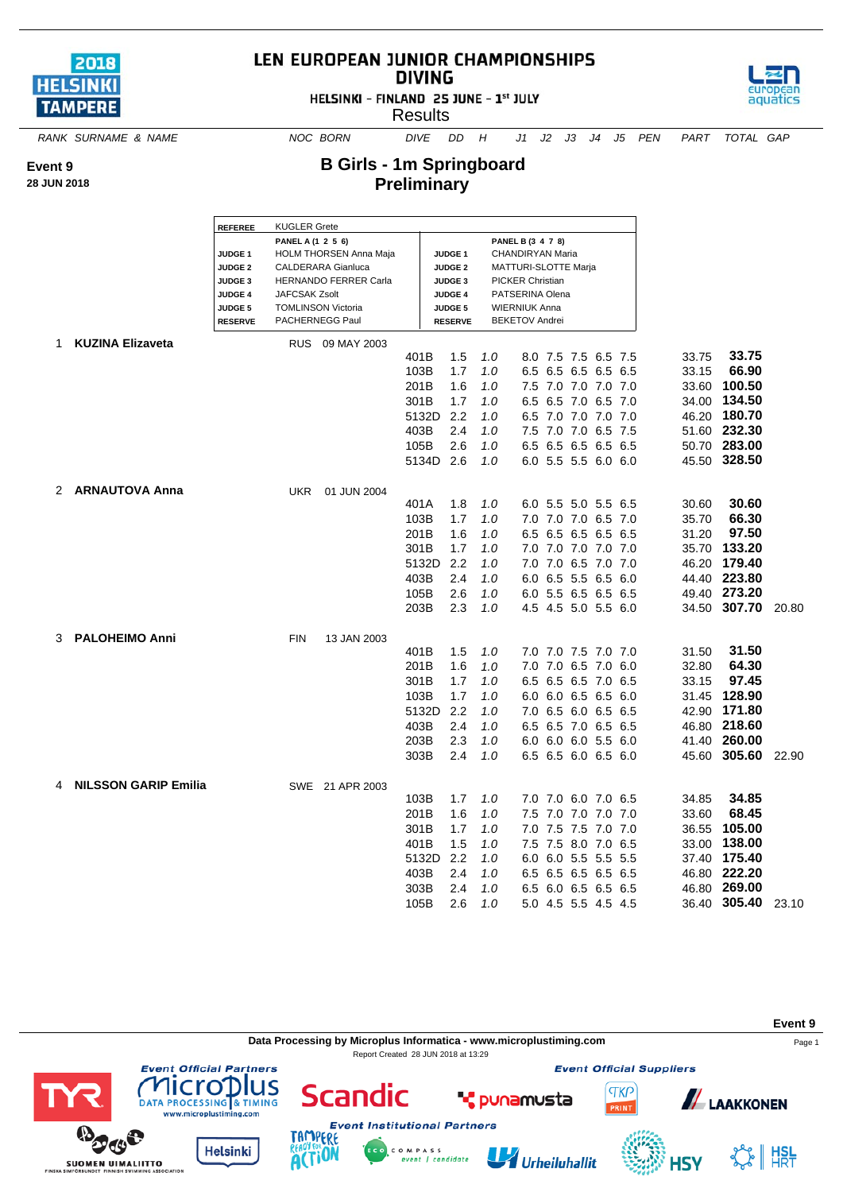# LEN EUROPEAN JUNIOR CHAMPIONSHIPS
# DIVING

HELSINKI - FINLAND 25 JUNE - 1st JULY

Results

**Event 9**
**28 JUN 2018**

## B Girls - 1m Springboard
## Preliminary

| REFEREE | KUGLER Grete | | |
|---|---|---|---|
| | **PANEL A (1 2 5 6)** | | **PANEL B (3 4 7 8)** |
| **JUDGE 1** | HOLM THORSEN Anna Maja | **JUDGE 1** | CHANDIRYAN Maria |
| **JUDGE 2** | CALDERARA Gianluca | **JUDGE 2** | MATTURI-SLOTTE Marja |
| **JUDGE 3** | HERNANDO FERRER Carla | **JUDGE 3** | PICKER Christian |
| **JUDGE 4** | JAFCSAK Zsolt | **JUDGE 4** | PATSERINA Olena |
| **JUDGE 5** | TOMLINSON Victoria | **JUDGE 5** | WIERNIUK Anna |
| **RESERVE** | PACHERNEGG Paul | **RESERVE** | BEKETOV Andrei |

| RANK | SURNAME & NAME | NOC | BORN | DIVE | DD | H | J1 | J2 | J3 | J4 | J5 | PEN | PART | TOTAL | GAP |
|---|---|---|---|---|---|---|---|---|---|---|---|---|---|---|---|
| 1 | **KUZINA Elizaveta** | RUS | 09 MAY 2003 | | | | | | | | | | | | |
| | | | | 401B | 1.5 | 1.0 | 8.0 | 7.5 | 7.5 | 6.5 | 7.5 | | 33.75 | **33.75** | |
| | | | | 103B | 1.7 | 1.0 | 6.5 | 6.5 | 6.5 | 6.5 | 6.5 | | 33.15 | **66.90** | |
| | | | | 201B | 1.6 | 1.0 | 7.5 | 7.0 | 7.0 | 7.0 | 7.0 | | 33.60 | **100.50** | |
| | | | | 301B | 1.7 | 1.0 | 6.5 | 6.5 | 7.0 | 6.5 | 7.0 | | 34.00 | **134.50** | |
| | | | | 5132D | 2.2 | 1.0 | 6.5 | 7.0 | 7.0 | 7.0 | 7.0 | | 46.20 | **180.70** | |
| | | | | 403B | 2.4 | 1.0 | 7.5 | 7.0 | 7.0 | 6.5 | 7.5 | | 51.60 | **232.30** | |
| | | | | 105B | 2.6 | 1.0 | 6.5 | 6.5 | 6.5 | 6.5 | 6.5 | | 50.70 | **283.00** | |
| | | | | 5134D | 2.6 | 1.0 | 6.0 | 5.5 | 5.5 | 6.0 | 6.0 | | 45.50 | **328.50** | |
| 2 | **ARNAUTOVA Anna** | UKR | 01 JUN 2004 | | | | | | | | | | | | |
| | | | | 401A | 1.8 | 1.0 | 6.0 | 5.5 | 5.0 | 5.5 | 6.5 | | 30.60 | **30.60** | |
| | | | | 103B | 1.7 | 1.0 | 7.0 | 7.0 | 7.0 | 6.5 | 7.0 | | 35.70 | **66.30** | |
| | | | | 201B | 1.6 | 1.0 | 6.5 | 6.5 | 6.5 | 6.5 | 6.5 | | 31.20 | **97.50** | |
| | | | | 301B | 1.7 | 1.0 | 7.0 | 7.0 | 7.0 | 7.0 | 7.0 | | 35.70 | **133.20** | |
| | | | | 5132D | 2.2 | 1.0 | 7.0 | 7.0 | 6.5 | 7.0 | 7.0 | | 46.20 | **179.40** | |
| | | | | 403B | 2.4 | 1.0 | 6.0 | 6.5 | 5.5 | 6.5 | 6.0 | | 44.40 | **223.80** | |
| | | | | 105B | 2.6 | 1.0 | 6.0 | 5.5 | 6.5 | 6.5 | 6.5 | | 49.40 | **273.20** | |
| | | | | 203B | 2.3 | 1.0 | 4.5 | 4.5 | 5.0 | 5.5 | 6.0 | | 34.50 | **307.70** | 20.80 |
| 3 | **PALOHEIMO Anni** | FIN | 13 JAN 2003 | | | | | | | | | | | | |
| | | | | 401B | 1.5 | 1.0 | 7.0 | 7.0 | 7.5 | 7.0 | 7.0 | | 31.50 | **31.50** | |
| | | | | 201B | 1.6 | 1.0 | 7.0 | 7.0 | 6.5 | 7.0 | 6.0 | | 32.80 | **64.30** | |
| | | | | 301B | 1.7 | 1.0 | 6.5 | 6.5 | 6.5 | 7.0 | 6.5 | | 33.15 | **97.45** | |
| | | | | 103B | 1.7 | 1.0 | 6.0 | 6.0 | 6.5 | 6.5 | 6.0 | | 31.45 | **128.90** | |
| | | | | 5132D | 2.2 | 1.0 | 7.0 | 6.5 | 6.0 | 6.5 | 6.5 | | 42.90 | **171.80** | |
| | | | | 403B | 2.4 | 1.0 | 6.5 | 6.5 | 7.0 | 6.5 | 6.5 | | 46.80 | **218.60** | |
| | | | | 203B | 2.3 | 1.0 | 6.0 | 6.0 | 6.0 | 5.5 | 6.0 | | 41.40 | **260.00** | |
| | | | | 303B | 2.4 | 1.0 | 6.5 | 6.5 | 6.0 | 6.5 | 6.0 | | 45.60 | **305.60** | 22.90 |
| 4 | **NILSSON GARIP Emilia** | SWE | 21 APR 2003 | | | | | | | | | | | | |
| | | | | 103B | 1.7 | 1.0 | 7.0 | 7.0 | 6.0 | 7.0 | 6.5 | | 34.85 | **34.85** | |
| | | | | 201B | 1.6 | 1.0 | 7.5 | 7.0 | 7.0 | 7.0 | 7.0 | | 33.60 | **68.45** | |
| | | | | 301B | 1.7 | 1.0 | 7.0 | 7.5 | 7.5 | 7.0 | 7.0 | | 36.55 | **105.00** | |
| | | | | 401B | 1.5 | 1.0 | 7.5 | 7.5 | 8.0 | 7.0 | 6.5 | | 33.00 | **138.00** | |
| | | | | 5132D | 2.2 | 1.0 | 6.0 | 6.0 | 5.5 | 5.5 | 5.5 | | 37.40 | **175.40** | |
| | | | | 403B | 2.4 | 1.0 | 6.5 | 6.5 | 6.5 | 6.5 | 6.5 | | 46.80 | **222.20** | |
| | | | | 303B | 2.4 | 1.0 | 6.5 | 6.0 | 6.5 | 6.5 | 6.5 | | 46.80 | **269.00** | |
| | | | | 105B | 2.6 | 1.0 | 5.0 | 4.5 | 5.5 | 4.5 | 4.5 | | 36.40 | **305.40** | 23.10 |

**Data Processing by Microplus Informatica - www.microplustiming.com**

Report Created 28 JUN 2018 at 13:29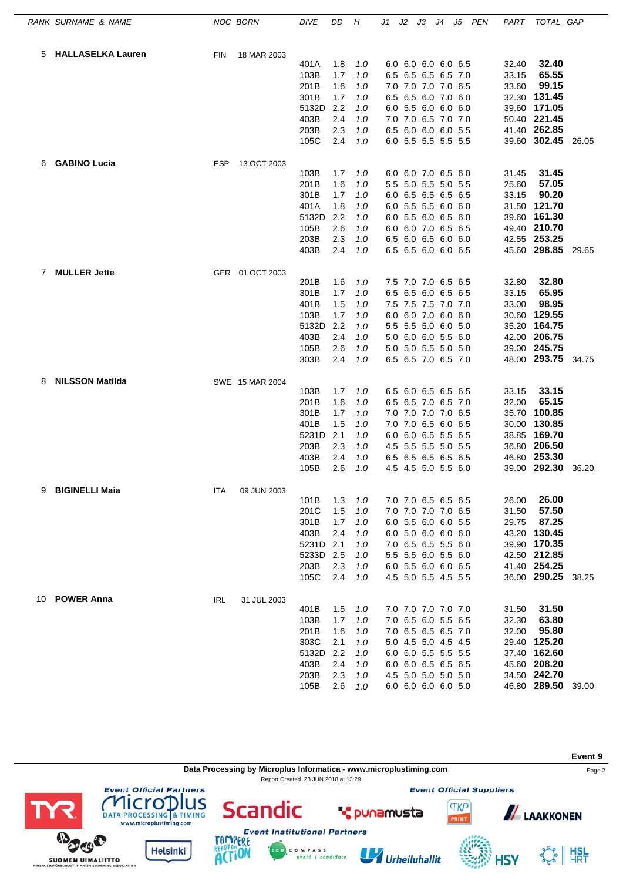| RANK | SURNAME & NAME | NOC | BORN | DIVE | DD | H | J1 | J2 | J3 | J4 | J5 | PEN | PART | TOTAL | GAP |
|---|---|---|---|---|---|---|---|---|---|---|---|---|---|---|---|
| 5 | **HALLASELKA Lauren** | FIN | 18 MAR 2003 | | | | | | | | | | | | |
| | | | | 401A | 1.8 | 1.0 | 6.0 | 6.0 | 6.0 | 6.0 | 6.5 | | 32.40 | **32.40** | |
| | | | | 103B | 1.7 | 1.0 | 6.5 | 6.5 | 6.5 | 6.5 | 7.0 | | 33.15 | **65.55** | |
| | | | | 201B | 1.6 | 1.0 | 7.0 | 7.0 | 7.0 | 7.0 | 6.5 | | 33.60 | **99.15** | |
| | | | | 301B | 1.7 | 1.0 | 6.5 | 6.5 | 6.0 | 7.0 | 6.0 | | 32.30 | **131.45** | |
| | | | | 5132D | 2.2 | 1.0 | 6.0 | 5.5 | 6.0 | 6.0 | 6.0 | | 39.60 | **171.05** | |
| | | | | 403B | 2.4 | 1.0 | 7.0 | 7.0 | 6.5 | 7.0 | 7.0 | | 50.40 | **221.45** | |
| | | | | 203B | 2.3 | 1.0 | 6.5 | 6.0 | 6.0 | 6.0 | 5.5 | | 41.40 | **262.85** | |
| | | | | 105C | 2.4 | 1.0 | 6.0 | 5.5 | 5.5 | 5.5 | 5.5 | | 39.60 | **302.45** | 26.05 |
| 6 | **GABINO Lucia** | ESP | 13 OCT 2003 | | | | | | | | | | | | |
| | | | | 103B | 1.7 | 1.0 | 6.0 | 6.0 | 7.0 | 6.5 | 6.0 | | 31.45 | **31.45** | |
| | | | | 201B | 1.6 | 1.0 | 5.5 | 5.0 | 5.5 | 5.0 | 5.5 | | 25.60 | **57.05** | |
| | | | | 301B | 1.7 | 1.0 | 6.0 | 6.5 | 6.5 | 6.5 | 6.5 | | 33.15 | **90.20** | |
| | | | | 401A | 1.8 | 1.0 | 6.0 | 5.5 | 5.5 | 6.0 | 6.0 | | 31.50 | **121.70** | |
| | | | | 5132D | 2.2 | 1.0 | 6.0 | 5.5 | 6.0 | 6.5 | 6.0 | | 39.60 | **161.30** | |
| | | | | 105B | 2.6 | 1.0 | 6.0 | 6.0 | 7.0 | 6.5 | 6.5 | | 49.40 | **210.70** | |
| | | | | 203B | 2.3 | 1.0 | 6.5 | 6.0 | 6.5 | 6.0 | 6.0 | | 42.55 | **253.25** | |
| | | | | 403B | 2.4 | 1.0 | 6.5 | 6.5 | 6.0 | 6.0 | 6.5 | | 45.60 | **298.85** | 29.65 |
| 7 | **MULLER Jette** | GER | 01 OCT 2003 | | | | | | | | | | | | |
| | | | | 201B | 1.6 | 1.0 | 7.5 | 7.0 | 7.0 | 6.5 | 6.5 | | 32.80 | **32.80** | |
| | | | | 301B | 1.7 | 1.0 | 6.5 | 6.5 | 6.0 | 6.5 | 6.5 | | 33.15 | **65.95** | |
| | | | | 401B | 1.5 | 1.0 | 7.5 | 7.5 | 7.5 | 7.0 | 7.0 | | 33.00 | **98.95** | |
| | | | | 103B | 1.7 | 1.0 | 6.0 | 6.0 | 7.0 | 6.0 | 6.0 | | 30.60 | **129.55** | |
| | | | | 5132D | 2.2 | 1.0 | 5.5 | 5.5 | 5.0 | 6.0 | 5.0 | | 35.20 | **164.75** | |
| | | | | 403B | 2.4 | 1.0 | 5.0 | 6.0 | 6.0 | 5.5 | 6.0 | | 42.00 | **206.75** | |
| | | | | 105B | 2.6 | 1.0 | 5.0 | 5.0 | 5.5 | 5.0 | 5.0 | | 39.00 | **245.75** | |
| | | | | 303B | 2.4 | 1.0 | 6.5 | 6.5 | 7.0 | 6.5 | 7.0 | | 48.00 | **293.75** | 34.75 |
| 8 | **NILSSON Matilda** | SWE | 15 MAR 2004 | | | | | | | | | | | | |
| | | | | 103B | 1.7 | 1.0 | 6.5 | 6.0 | 6.5 | 6.5 | 6.5 | | 33.15 | **33.15** | |
| | | | | 201B | 1.6 | 1.0 | 6.5 | 6.5 | 7.0 | 6.5 | 7.0 | | 32.00 | **65.15** | |
| | | | | 301B | 1.7 | 1.0 | 7.0 | 7.0 | 7.0 | 7.0 | 6.5 | | 35.70 | **100.85** | |
| | | | | 401B | 1.5 | 1.0 | 7.0 | 7.0 | 6.5 | 6.0 | 6.5 | | 30.00 | **130.85** | |
| | | | | 5231D | 2.1 | 1.0 | 6.0 | 6.0 | 6.5 | 5.5 | 6.5 | | 38.85 | **169.70** | |
| | | | | 203B | 2.3 | 1.0 | 4.5 | 5.5 | 5.5 | 5.0 | 5.5 | | 36.80 | **206.50** | |
| | | | | 403B | 2.4 | 1.0 | 6.5 | 6.5 | 6.5 | 6.5 | 6.5 | | 46.80 | **253.30** | |
| | | | | 105B | 2.6 | 1.0 | 4.5 | 4.5 | 5.0 | 5.5 | 6.0 | | 39.00 | **292.30** | 36.20 |
| 9 | **BIGINELLI Maia** | ITA | 09 JUN 2003 | | | | | | | | | | | | |
| | | | | 101B | 1.3 | 1.0 | 7.0 | 7.0 | 6.5 | 6.5 | 6.5 | | 26.00 | **26.00** | |
| | | | | 201C | 1.5 | 1.0 | 7.0 | 7.0 | 7.0 | 7.0 | 6.5 | | 31.50 | **57.50** | |
| | | | | 301B | 1.7 | 1.0 | 6.0 | 5.5 | 6.0 | 6.0 | 5.5 | | 29.75 | **87.25** | |
| | | | | 403B | 2.4 | 1.0 | 6.0 | 5.0 | 6.0 | 6.0 | 6.0 | | 43.20 | **130.45** | |
| | | | | 5231D | 2.1 | 1.0 | 7.0 | 6.5 | 6.5 | 5.5 | 6.0 | | 39.90 | **170.35** | |
| | | | | 5233D | 2.5 | 1.0 | 5.5 | 5.5 | 6.0 | 5.5 | 6.0 | | 42.50 | **212.85** | |
| | | | | 203B | 2.3 | 1.0 | 6.0 | 5.5 | 6.0 | 6.0 | 6.5 | | 41.40 | **254.25** | |
| | | | | 105C | 2.4 | 1.0 | 4.5 | 5.0 | 5.5 | 4.5 | 5.5 | | 36.00 | **290.25** | 38.25 |
| 10 | **POWER Anna** | IRL | 31 JUL 2003 | | | | | | | | | | | | |
| | | | | 401B | 1.5 | 1.0 | 7.0 | 7.0 | 7.0 | 7.0 | 7.0 | | 31.50 | **31.50** | |
| | | | | 103B | 1.7 | 1.0 | 7.0 | 6.5 | 6.0 | 5.5 | 6.5 | | 32.30 | **63.80** | |
| | | | | 201B | 1.6 | 1.0 | 7.0 | 6.5 | 6.5 | 6.5 | 7.0 | | 32.00 | **95.80** | |
| | | | | 303C | 2.1 | 1.0 | 5.0 | 4.5 | 5.0 | 4.5 | 4.5 | | 29.40 | **125.20** | |
| | | | | 5132D | 2.2 | 1.0 | 6.0 | 6.0 | 5.5 | 5.5 | 5.5 | | 37.40 | **162.60** | |
| | | | | 403B | 2.4 | 1.0 | 6.0 | 6.0 | 6.5 | 6.5 | 6.5 | | 45.60 | **208.20** | |
| | | | | 203B | 2.3 | 1.0 | 4.5 | 5.0 | 5.0 | 5.0 | 5.0 | | 34.50 | **242.70** | |
| | | | | 105B | 2.6 | 1.0 | 6.0 | 6.0 | 6.0 | 6.0 | 5.0 | | 46.80 | **289.50** | 39.00 |

**Event 9**

**Data Processing by Microplus Informatica - www.microplustiming.com**

Report Created 28 JUN 2018 at 13:29

*Event Official Partners* — Microplus Data Processing & Timing, Scandic

*Event Official Suppliers* — punamusta, TKP Print, Laakkonen

*Event Institutional Partners* — Tampere, Eco Compass, Urheiluhallit, HSY, HSL HRT

TYR, Suomen Uimaliitto, Helsinki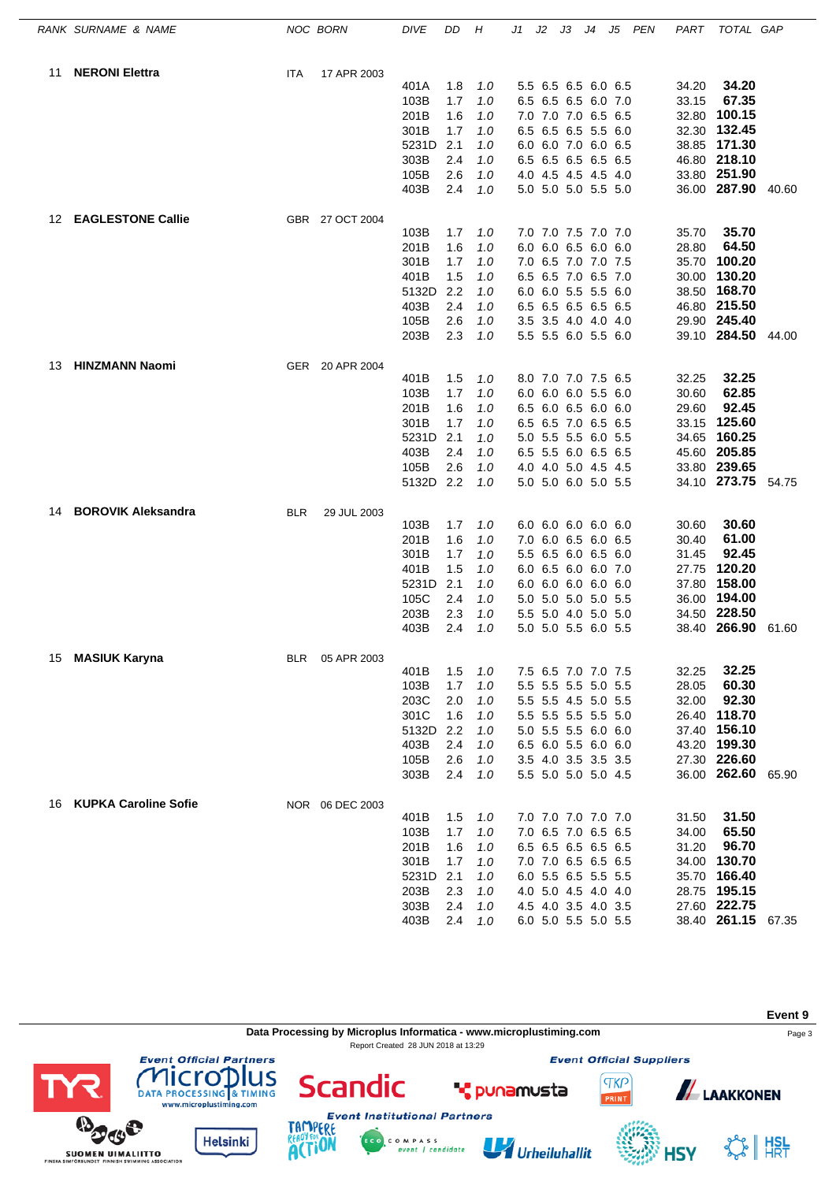| RANK | SURNAME & NAME | NOC | BORN | DIVE | DD | H | J1 | J2 | J3 | J4 | J5 | PEN | PART | TOTAL | GAP |
|---|---|---|---|---|---|---|---|---|---|---|---|---|---|---|---|
| 11 | **NERONI Elettra** | ITA | 17 APR 2003 | | | | | | | | | | | | |
| | | | | 401A | 1.8 | 1.0 | 5.5 | 6.5 | 6.5 | 6.0 | 6.5 | | 34.20 | **34.20** | |
| | | | | 103B | 1.7 | 1.0 | 6.5 | 6.5 | 6.5 | 6.0 | 7.0 | | 33.15 | **67.35** | |
| | | | | 201B | 1.6 | 1.0 | 7.0 | 7.0 | 7.0 | 6.5 | 6.5 | | 32.80 | **100.15** | |
| | | | | 301B | 1.7 | 1.0 | 6.5 | 6.5 | 6.5 | 5.5 | 6.0 | | 32.30 | **132.45** | |
| | | | | 5231D | 2.1 | 1.0 | 6.0 | 6.0 | 7.0 | 6.0 | 6.5 | | 38.85 | **171.30** | |
| | | | | 303B | 2.4 | 1.0 | 6.5 | 6.5 | 6.5 | 6.5 | 6.5 | | 46.80 | **218.10** | |
| | | | | 105B | 2.6 | 1.0 | 4.0 | 4.5 | 4.5 | 4.5 | 4.0 | | 33.80 | **251.90** | |
| | | | | 403B | 2.4 | 1.0 | 5.0 | 5.0 | 5.0 | 5.5 | 5.0 | | 36.00 | **287.90** | 40.60 |
| 12 | **EAGLESTONE Callie** | GBR | 27 OCT 2004 | | | | | | | | | | | | |
| | | | | 103B | 1.7 | 1.0 | 7.0 | 7.0 | 7.5 | 7.0 | 7.0 | | 35.70 | **35.70** | |
| | | | | 201B | 1.6 | 1.0 | 6.0 | 6.0 | 6.5 | 6.0 | 6.0 | | 28.80 | **64.50** | |
| | | | | 301B | 1.7 | 1.0 | 7.0 | 6.5 | 7.0 | 7.0 | 7.5 | | 35.70 | **100.20** | |
| | | | | 401B | 1.5 | 1.0 | 6.5 | 6.5 | 7.0 | 6.5 | 7.0 | | 30.00 | **130.20** | |
| | | | | 5132D | 2.2 | 1.0 | 6.0 | 6.0 | 5.5 | 5.5 | 6.0 | | 38.50 | **168.70** | |
| | | | | 403B | 2.4 | 1.0 | 6.5 | 6.5 | 6.5 | 6.5 | 6.5 | | 46.80 | **215.50** | |
| | | | | 105B | 2.6 | 1.0 | 3.5 | 3.5 | 4.0 | 4.0 | 4.0 | | 29.90 | **245.40** | |
| | | | | 203B | 2.3 | 1.0 | 5.5 | 5.5 | 6.0 | 5.5 | 6.0 | | 39.10 | **284.50** | 44.00 |
| 13 | **HINZMANN Naomi** | GER | 20 APR 2004 | | | | | | | | | | | | |
| | | | | 401B | 1.5 | 1.0 | 8.0 | 7.0 | 7.0 | 7.5 | 6.5 | | 32.25 | **32.25** | |
| | | | | 103B | 1.7 | 1.0 | 6.0 | 6.0 | 6.0 | 5.5 | 6.0 | | 30.60 | **62.85** | |
| | | | | 201B | 1.6 | 1.0 | 6.5 | 6.0 | 6.5 | 6.0 | 6.0 | | 29.60 | **92.45** | |
| | | | | 301B | 1.7 | 1.0 | 6.5 | 6.5 | 7.0 | 6.5 | 6.5 | | 33.15 | **125.60** | |
| | | | | 5231D | 2.1 | 1.0 | 5.0 | 5.5 | 5.5 | 6.0 | 5.5 | | 34.65 | **160.25** | |
| | | | | 403B | 2.4 | 1.0 | 6.5 | 5.5 | 6.0 | 6.5 | 6.5 | | 45.60 | **205.85** | |
| | | | | 105B | 2.6 | 1.0 | 4.0 | 4.0 | 5.0 | 4.5 | 4.5 | | 33.80 | **239.65** | |
| | | | | 5132D | 2.2 | 1.0 | 5.0 | 5.0 | 6.0 | 5.0 | 5.5 | | 34.10 | **273.75** | 54.75 |
| 14 | **BOROVIK Aleksandra** | BLR | 29 JUL 2003 | | | | | | | | | | | | |
| | | | | 103B | 1.7 | 1.0 | 6.0 | 6.0 | 6.0 | 6.0 | 6.0 | | 30.60 | **30.60** | |
| | | | | 201B | 1.6 | 1.0 | 7.0 | 6.0 | 6.5 | 6.0 | 6.5 | | 30.40 | **61.00** | |
| | | | | 301B | 1.7 | 1.0 | 5.5 | 6.5 | 6.0 | 6.5 | 6.0 | | 31.45 | **92.45** | |
| | | | | 401B | 1.5 | 1.0 | 6.0 | 6.5 | 6.0 | 6.0 | 7.0 | | 27.75 | **120.20** | |
| | | | | 5231D | 2.1 | 1.0 | 6.0 | 6.0 | 6.0 | 6.0 | 6.0 | | 37.80 | **158.00** | |
| | | | | 105C | 2.4 | 1.0 | 5.0 | 5.0 | 5.0 | 5.0 | 5.5 | | 36.00 | **194.00** | |
| | | | | 203B | 2.3 | 1.0 | 5.5 | 5.0 | 4.0 | 5.0 | 5.0 | | 34.50 | **228.50** | |
| | | | | 403B | 2.4 | 1.0 | 5.0 | 5.0 | 5.5 | 6.0 | 5.5 | | 38.40 | **266.90** | 61.60 |
| 15 | **MASIUK Karyna** | BLR | 05 APR 2003 | | | | | | | | | | | | |
| | | | | 401B | 1.5 | 1.0 | 7.5 | 6.5 | 7.0 | 7.0 | 7.5 | | 32.25 | **32.25** | |
| | | | | 103B | 1.7 | 1.0 | 5.5 | 5.5 | 5.5 | 5.0 | 5.5 | | 28.05 | **60.30** | |
| | | | | 203C | 2.0 | 1.0 | 5.5 | 5.5 | 4.5 | 5.0 | 5.5 | | 32.00 | **92.30** | |
| | | | | 301C | 1.6 | 1.0 | 5.5 | 5.5 | 5.5 | 5.5 | 5.0 | | 26.40 | **118.70** | |
| | | | | 5132D | 2.2 | 1.0 | 5.0 | 5.5 | 5.5 | 6.0 | 6.0 | | 37.40 | **156.10** | |
| | | | | 403B | 2.4 | 1.0 | 6.5 | 6.0 | 5.5 | 6.0 | 6.0 | | 43.20 | **199.30** | |
| | | | | 105B | 2.6 | 1.0 | 3.5 | 4.0 | 3.5 | 3.5 | 3.5 | | 27.30 | **226.60** | |
| | | | | 303B | 2.4 | 1.0 | 5.5 | 5.0 | 5.0 | 5.0 | 4.5 | | 36.00 | **262.60** | 65.90 |
| 16 | **KUPKA Caroline Sofie** | NOR | 06 DEC 2003 | | | | | | | | | | | | |
| | | | | 401B | 1.5 | 1.0 | 7.0 | 7.0 | 7.0 | 7.0 | 7.0 | | 31.50 | **31.50** | |
| | | | | 103B | 1.7 | 1.0 | 7.0 | 6.5 | 7.0 | 6.5 | 6.5 | | 34.00 | **65.50** | |
| | | | | 201B | 1.6 | 1.0 | 6.5 | 6.5 | 6.5 | 6.5 | 6.5 | | 31.20 | **96.70** | |
| | | | | 301B | 1.7 | 1.0 | 7.0 | 7.0 | 6.5 | 6.5 | 6.5 | | 34.00 | **130.70** | |
| | | | | 5231D | 2.1 | 1.0 | 6.0 | 5.5 | 6.5 | 5.5 | 5.5 | | 35.70 | **166.40** | |
| | | | | 203B | 2.3 | 1.0 | 4.0 | 5.0 | 4.5 | 4.0 | 4.0 | | 28.75 | **195.15** | |
| | | | | 303B | 2.4 | 1.0 | 4.5 | 4.0 | 3.5 | 4.0 | 3.5 | | 27.60 | **222.75** | |
| | | | | 403B | 2.4 | 1.0 | 6.0 | 5.0 | 5.5 | 5.0 | 5.5 | | 38.40 | **261.15** | 67.35 |

**Event 9**

**Data Processing by Microplus Informatica - www.microplustiming.com**

Report Created 28 JUN 2018 at 13:29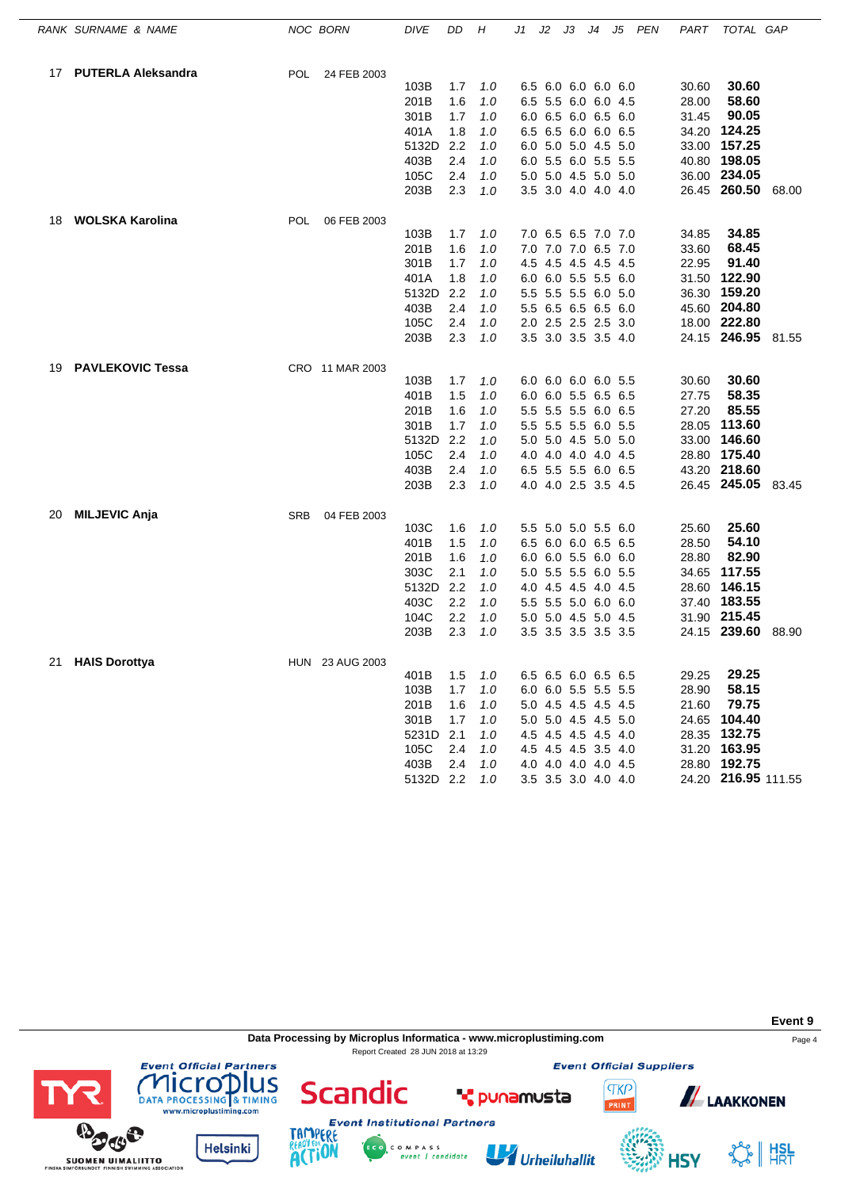| RANK | SURNAME & NAME | NOC | BORN | DIVE | DD | H | J1 | J2 | J3 | J4 | J5 | PEN | PART | TOTAL | GAP |
|---|---|---|---|---|---|---|---|---|---|---|---|---|---|---|---|
| 17 | **PUTERLA Aleksandra** | POL | 24 FEB 2003 | | | | | | | | | | | | |
| | | | | 103B | 1.7 | 1.0 | 6.5 | 6.0 | 6.0 | 6.0 | 6.0 | | 30.60 | **30.60** | |
| | | | | 201B | 1.6 | 1.0 | 6.5 | 5.5 | 6.0 | 6.0 | 4.5 | | 28.00 | **58.60** | |
| | | | | 301B | 1.7 | 1.0 | 6.0 | 6.5 | 6.0 | 6.5 | 6.0 | | 31.45 | **90.05** | |
| | | | | 401A | 1.8 | 1.0 | 6.5 | 6.5 | 6.0 | 6.0 | 6.5 | | 34.20 | **124.25** | |
| | | | | 5132D | 2.2 | 1.0 | 6.0 | 5.0 | 5.0 | 4.5 | 5.0 | | 33.00 | **157.25** | |
| | | | | 403B | 2.4 | 1.0 | 6.0 | 5.5 | 6.0 | 5.5 | 5.5 | | 40.80 | **198.05** | |
| | | | | 105C | 2.4 | 1.0 | 5.0 | 5.0 | 4.5 | 5.0 | 5.0 | | 36.00 | **234.05** | |
| | | | | 203B | 2.3 | 1.0 | 3.5 | 3.0 | 4.0 | 4.0 | 4.0 | | 26.45 | **260.50** | 68.00 |
| 18 | **WOLSKA Karolina** | POL | 06 FEB 2003 | | | | | | | | | | | | |
| | | | | 103B | 1.7 | 1.0 | 7.0 | 6.5 | 6.5 | 7.0 | 7.0 | | 34.85 | **34.85** | |
| | | | | 201B | 1.6 | 1.0 | 7.0 | 7.0 | 7.0 | 6.5 | 7.0 | | 33.60 | **68.45** | |
| | | | | 301B | 1.7 | 1.0 | 4.5 | 4.5 | 4.5 | 4.5 | 4.5 | | 22.95 | **91.40** | |
| | | | | 401A | 1.8 | 1.0 | 6.0 | 6.0 | 5.5 | 5.5 | 6.0 | | 31.50 | **122.90** | |
| | | | | 5132D | 2.2 | 1.0 | 5.5 | 5.5 | 5.5 | 6.0 | 5.0 | | 36.30 | **159.20** | |
| | | | | 403B | 2.4 | 1.0 | 5.5 | 6.5 | 6.5 | 6.5 | 6.0 | | 45.60 | **204.80** | |
| | | | | 105C | 2.4 | 1.0 | 2.0 | 2.5 | 2.5 | 2.5 | 3.0 | | 18.00 | **222.80** | |
| | | | | 203B | 2.3 | 1.0 | 3.5 | 3.0 | 3.5 | 3.5 | 4.0 | | 24.15 | **246.95** | 81.55 |
| 19 | **PAVLEKOVIC Tessa** | CRO | 11 MAR 2003 | | | | | | | | | | | | |
| | | | | 103B | 1.7 | 1.0 | 6.0 | 6.0 | 6.0 | 6.0 | 5.5 | | 30.60 | **30.60** | |
| | | | | 401B | 1.5 | 1.0 | 6.0 | 6.0 | 5.5 | 6.5 | 6.5 | | 27.75 | **58.35** | |
| | | | | 201B | 1.6 | 1.0 | 5.5 | 5.5 | 5.5 | 6.0 | 6.5 | | 27.20 | **85.55** | |
| | | | | 301B | 1.7 | 1.0 | 5.5 | 5.5 | 5.5 | 6.0 | 5.5 | | 28.05 | **113.60** | |
| | | | | 5132D | 2.2 | 1.0 | 5.0 | 5.0 | 4.5 | 5.0 | 5.0 | | 33.00 | **146.60** | |
| | | | | 105C | 2.4 | 1.0 | 4.0 | 4.0 | 4.0 | 4.0 | 4.5 | | 28.80 | **175.40** | |
| | | | | 403B | 2.4 | 1.0 | 6.5 | 5.5 | 5.5 | 6.0 | 6.5 | | 43.20 | **218.60** | |
| | | | | 203B | 2.3 | 1.0 | 4.0 | 4.0 | 2.5 | 3.5 | 4.5 | | 26.45 | **245.05** | 83.45 |
| 20 | **MILJEVIC Anja** | SRB | 04 FEB 2003 | | | | | | | | | | | | |
| | | | | 103C | 1.6 | 1.0 | 5.5 | 5.0 | 5.0 | 5.5 | 6.0 | | 25.60 | **25.60** | |
| | | | | 401B | 1.5 | 1.0 | 6.5 | 6.0 | 6.0 | 6.5 | 6.5 | | 28.50 | **54.10** | |
| | | | | 201B | 1.6 | 1.0 | 6.0 | 6.0 | 5.5 | 6.0 | 6.0 | | 28.80 | **82.90** | |
| | | | | 303C | 2.1 | 1.0 | 5.0 | 5.5 | 5.5 | 6.0 | 5.5 | | 34.65 | **117.55** | |
| | | | | 5132D | 2.2 | 1.0 | 4.0 | 4.5 | 4.5 | 4.0 | 4.5 | | 28.60 | **146.15** | |
| | | | | 403C | 2.2 | 1.0 | 5.5 | 5.5 | 5.0 | 6.0 | 6.0 | | 37.40 | **183.55** | |
| | | | | 104C | 2.2 | 1.0 | 5.0 | 5.0 | 4.5 | 5.0 | 4.5 | | 31.90 | **215.45** | |
| | | | | 203B | 2.3 | 1.0 | 3.5 | 3.5 | 3.5 | 3.5 | 3.5 | | 24.15 | **239.60** | 88.90 |
| 21 | **HAIS Dorottya** | HUN | 23 AUG 2003 | | | | | | | | | | | | |
| | | | | 401B | 1.5 | 1.0 | 6.5 | 6.5 | 6.0 | 6.5 | 6.5 | | 29.25 | **29.25** | |
| | | | | 103B | 1.7 | 1.0 | 6.0 | 6.0 | 5.5 | 5.5 | 5.5 | | 28.90 | **58.15** | |
| | | | | 201B | 1.6 | 1.0 | 5.0 | 4.5 | 4.5 | 4.5 | 4.5 | | 21.60 | **79.75** | |
| | | | | 301B | 1.7 | 1.0 | 5.0 | 5.0 | 4.5 | 4.5 | 5.0 | | 24.65 | **104.40** | |
| | | | | 5231D | 2.1 | 1.0 | 4.5 | 4.5 | 4.5 | 4.5 | 4.0 | | 28.35 | **132.75** | |
| | | | | 105C | 2.4 | 1.0 | 4.5 | 4.5 | 4.5 | 3.5 | 4.0 | | 31.20 | **163.95** | |
| | | | | 403B | 2.4 | 1.0 | 4.0 | 4.0 | 4.0 | 4.0 | 4.5 | | 28.80 | **192.75** | |
| | | | | 5132D | 2.2 | 1.0 | 3.5 | 3.5 | 3.0 | 4.0 | 4.0 | | 24.20 | **216.95** | 111.55 |

**Event 9**

**Data Processing by Microplus Informatica - www.microplustiming.com**

Report Created 28 JUN 2018 at 13:29

**Event Official Partners**

**Event Official Suppliers**

**Event Institutional Partners**